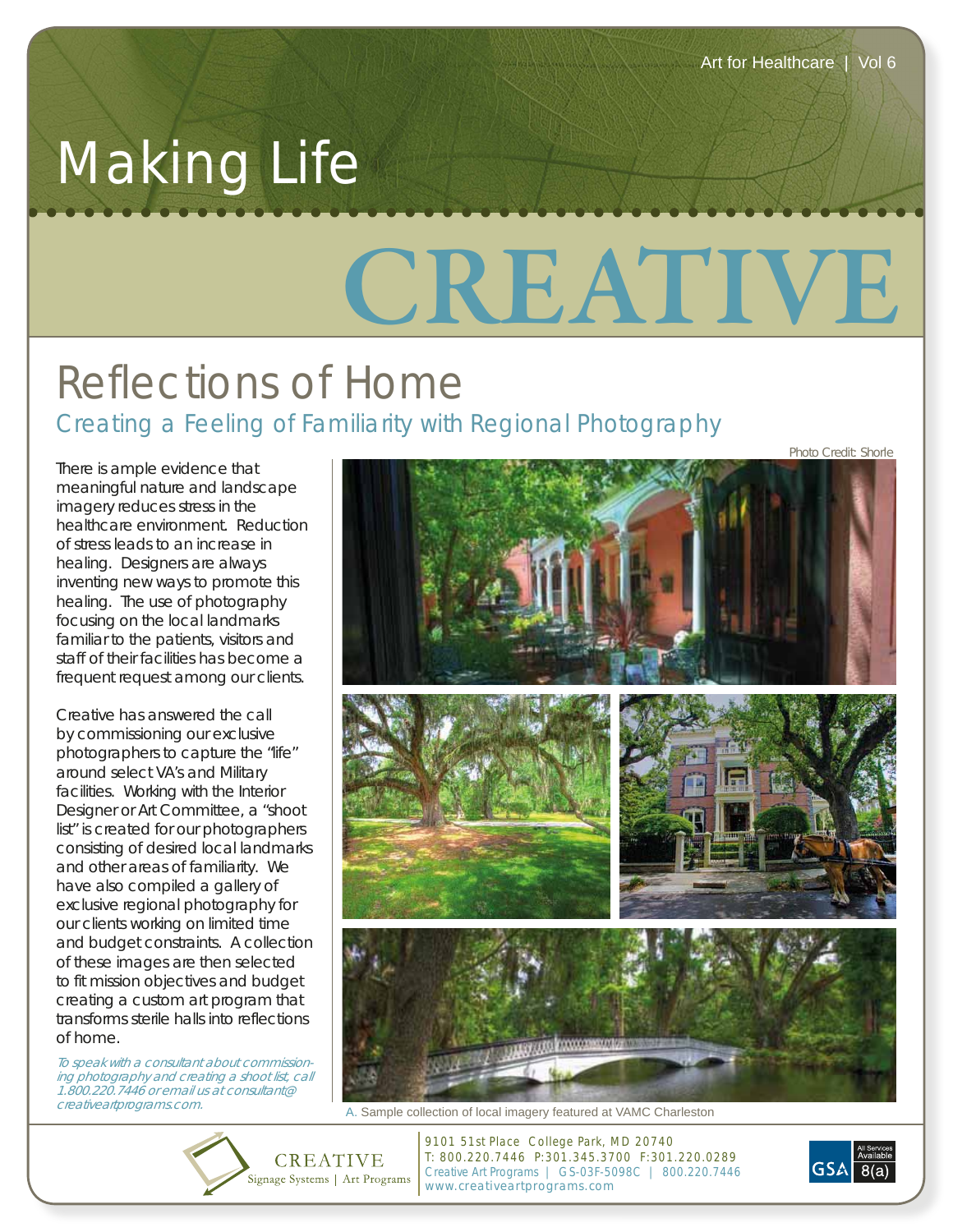Art for Healthcare | Vol 6

# Making Life CREATIVE

## Reflections of Home

### Creating a Feeling of Familiarity with Regional Photography

There is ample evidence that meaningful nature and landscape imagery reduces stress in the healthcare environment. Reduction of stress leads to an increase in healing. Designers are always inventing new ways to promote this healing. The use of photography focusing on the local landmarks familiar to the patients, visitors and staff of their facilities has become a frequent request among our clients.

Creative has answered the call by commissioning our exclusive photographers to capture the "life" around select VA's and Military facilities. Working with the Interior Designer or Art Committee, a "shoot list" is created for our photographers consisting of desired local landmarks and other areas of familiarity. We have also compiled a gallery of exclusive regional photography for our clients working on limited time and budget constraints. A collection of these images are then selected to fit mission objectives and budget creating a custom art program that transforms sterile halls into reflections of home.

*To speak with a consultant about commissioning photography and creating a shoot list, call 1.800.220.7446 or email us at consultant@creativeartprograms.com.*

Photo Credit: Shorle

A. Sample collection of local imagery featured at VAMC Charleston

CREATIVE
Signage Systems | Art Programs

9101 51st Place College Park, MD 20740
T: 800.220.7446 P:301.345.3700 F:301.220.0289
Creative Art Programs | GS-03F-5098C | 800.220.7446
www.creativeartprograms.com

GSA All Services Available 8(a)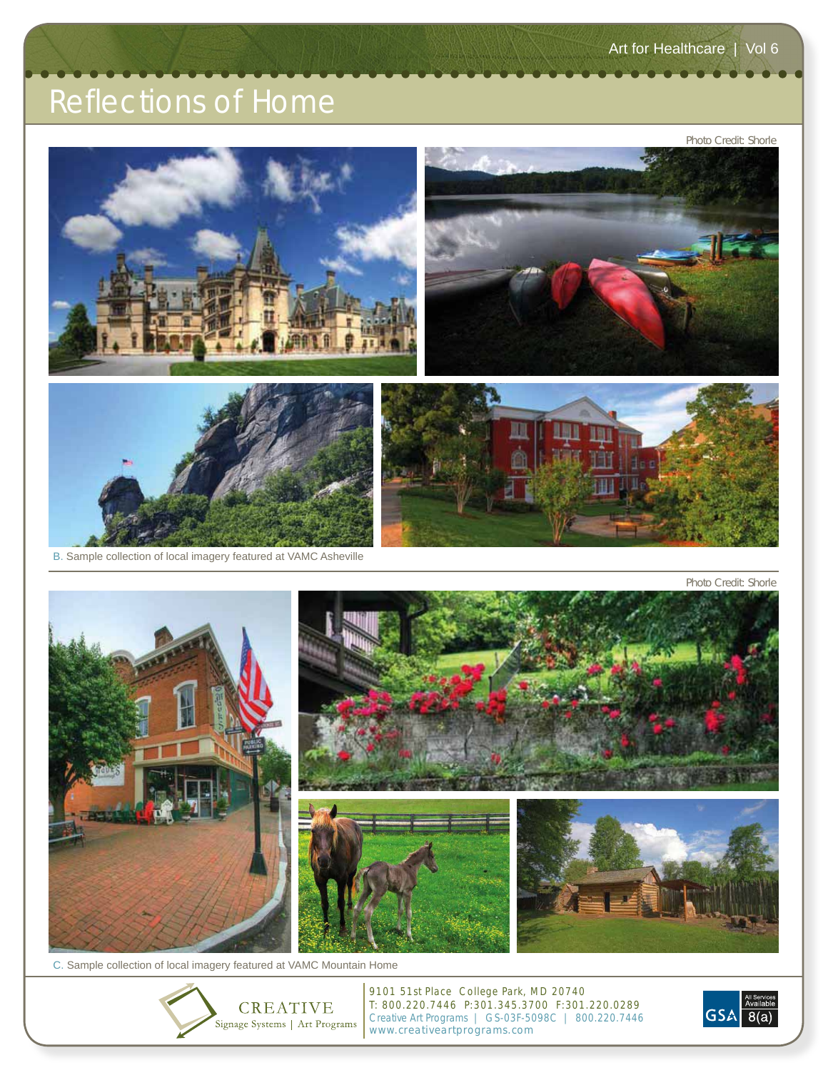# Reflections of Home

Photo Credit: Shorle

B. Sample collection of local imagery featured at VAMC Asheville

Photo Credit: Shorle

C. Sample collection of local imagery featured at VAMC Mountain Home

CREATIVE
Signage Systems | Art Programs

9101 51st Place College Park, MD 20740
T: 800.220.7446 P:301.345.3700 F:301.220.0289
Creative Art Programs | GS-03F-5098C | 800.220.7446
www.creativeartprograms.com

GSA All Services Available 8(a)